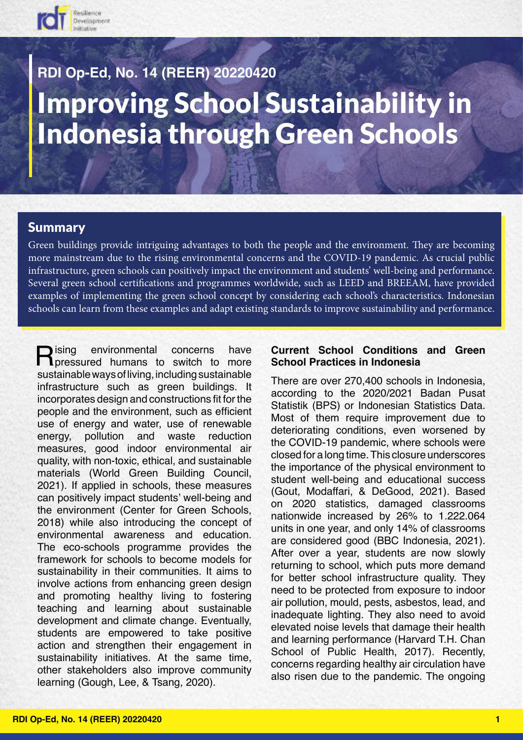RDI Op-Ed, No. 14 (REER) 20220420

# Improving School Sustainability in Indonesia through Green Schools

## Summary

Green buildings provide intriguing advantages to both the people and the environment. They are becoming more mainstream due to the rising environmental concerns and the COVID-19 pandemic. As crucial public infrastructure, green schools can positively impact the environment and students' well-being and performance. Several green school certifications and programmes worldwide, such as LEED and BREEAM, have provided examples of implementing the green school concept by considering each school's characteristics. Indonesian schools can learn from these examples and adapt existing standards to improve sustainability and performance.

Rising environmental concerns have pressured humans to switch to more sustainable ways of living, including sustainable infrastructure such as green buildings. It incorporates design and constructions fit for the people and the environment, such as efficient use of energy and water, use of renewable energy, pollution and waste reduction measures, good indoor environmental air quality, with non-toxic, ethical, and sustainable materials (World Green Building Council, 2021). If applied in schools, these measures can positively impact students' well-being and the environment (Center for Green Schools, 2018) while also introducing the concept of environmental awareness and education. The eco-schools programme provides the framework for schools to become models for sustainability in their communities. It aims to involve actions from enhancing green design and promoting healthy living to fostering teaching and learning about sustainable development and climate change. Eventually, students are empowered to take positive action and strengthen their engagement in sustainability initiatives. At the same time, other stakeholders also improve community learning (Gough, Lee, & Tsang, 2020).

### Current School Conditions and Green School Practices in Indonesia

There are over 270,400 schools in Indonesia, according to the 2020/2021 Badan Pusat Statistik (BPS) or Indonesian Statistics Data. Most of them require improvement due to deteriorating conditions, even worsened by the COVID-19 pandemic, where schools were closed for a long time. This closure underscores the importance of the physical environment to student well-being and educational success (Gout, Modaffari, & DeGood, 2021). Based on 2020 statistics, damaged classrooms nationwide increased by 26% to 1.222.064 units in one year, and only 14% of classrooms are considered good (BBC Indonesia, 2021). After over a year, students are now slowly returning to school, which puts more demand for better school infrastructure quality. They need to be protected from exposure to indoor air pollution, mould, pests, asbestos, lead, and inadequate lighting. They also need to avoid elevated noise levels that damage their health and learning performance (Harvard T.H. Chan School of Public Health, 2017). Recently, concerns regarding healthy air circulation have also risen due to the pandemic. The ongoing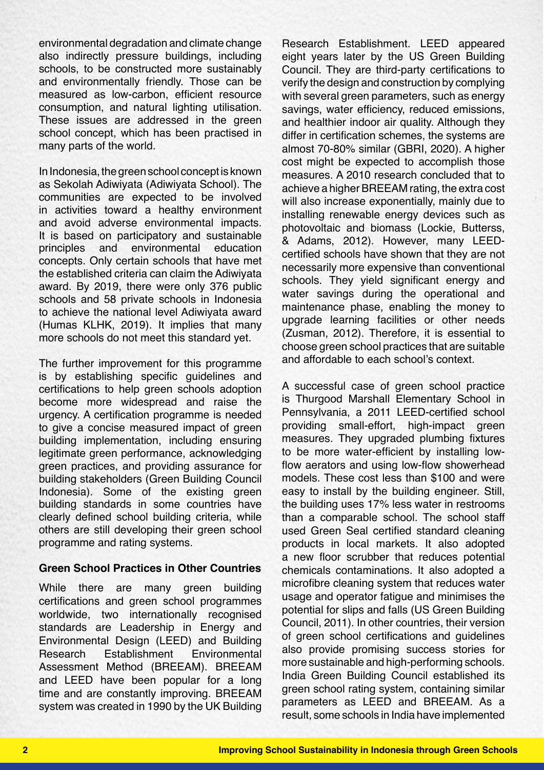environmental degradation and climate change also indirectly pressure buildings, including schools, to be constructed more sustainably and environmentally friendly. Those can be measured as low-carbon, efficient resource consumption, and natural lighting utilisation. These issues are addressed in the green school concept, which has been practised in many parts of the world.

In Indonesia, the green school concept is known as Sekolah Adiwiyata (Adiwiyata School). The communities are expected to be involved in activities toward a healthy environment and avoid adverse environmental impacts. It is based on participatory and sustainable principles and environmental education concepts. Only certain schools that have met the established criteria can claim the Adiwiyata award. By 2019, there were only 376 public schools and 58 private schools in Indonesia to achieve the national level Adiwiyata award (Humas KLHK, 2019). It implies that many more schools do not meet this standard yet.

The further improvement for this programme is by establishing specific guidelines and certifications to help green schools adoption become more widespread and raise the urgency. A certification programme is needed to give a concise measured impact of green building implementation, including ensuring legitimate green performance, acknowledging green practices, and providing assurance for building stakeholders (Green Building Council Indonesia). Some of the existing green building standards in some countries have clearly defined school building criteria, while others are still developing their green school programme and rating systems.

**Green School Practices in Other Countries**

While there are many green building certifications and green school programmes worldwide, two internationally recognised standards are Leadership in Energy and Environmental Design (LEED) and Building Research Establishment Environmental Assessment Method (BREEAM). BREEAM and LEED have been popular for a long time and are constantly improving. BREEAM system was created in 1990 by the UK Building Research Establishment. LEED appeared eight years later by the US Green Building Council. They are third-party certifications to verify the design and construction by complying with several green parameters, such as energy savings, water efficiency, reduced emissions, and healthier indoor air quality. Although they differ in certification schemes, the systems are almost 70-80% similar (GBRI, 2020). A higher cost might be expected to accomplish those measures. A 2010 research concluded that to achieve a higher BREEAM rating, the extra cost will also increase exponentially, mainly due to installing renewable energy devices such as photovoltaic and biomass (Lockie, Butterss, & Adams, 2012). However, many LEED-certified schools have shown that they are not necessarily more expensive than conventional schools. They yield significant energy and water savings during the operational and maintenance phase, enabling the money to upgrade learning facilities or other needs (Zusman, 2012). Therefore, it is essential to choose green school practices that are suitable and affordable to each school's context.

A successful case of green school practice is Thurgood Marshall Elementary School in Pennsylvania, a 2011 LEED-certified school providing small-effort, high-impact green measures. They upgraded plumbing fixtures to be more water-efficient by installing low-flow aerators and using low-flow showerhead models. These cost less than $100 and were easy to install by the building engineer. Still, the building uses 17% less water in restrooms than a comparable school. The school staff used Green Seal certified standard cleaning products in local markets. It also adopted a new floor scrubber that reduces potential chemicals contaminations. It also adopted a microfibre cleaning system that reduces water usage and operator fatigue and minimises the potential for slips and falls (US Green Building Council, 2011). In other countries, their version of green school certifications and guidelines also provide promising success stories for more sustainable and high-performing schools. India Green Building Council established its green school rating system, containing similar parameters as LEED and BREEAM. As a result, some schools in India have implemented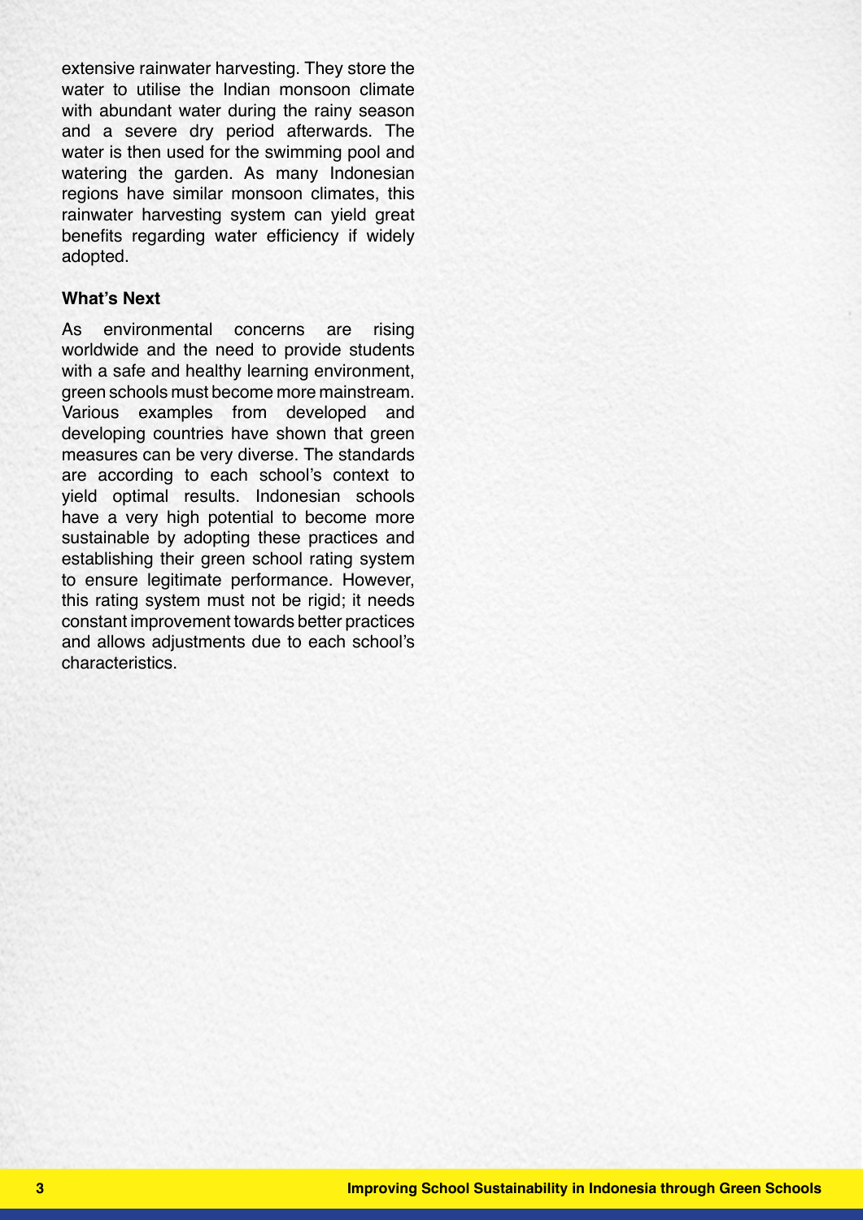extensive rainwater harvesting. They store the water to utilise the Indian monsoon climate with abundant water during the rainy season and a severe dry period afterwards. The water is then used for the swimming pool and watering the garden. As many Indonesian regions have similar monsoon climates, this rainwater harvesting system can yield great benefits regarding water efficiency if widely adopted.

### What's Next

As environmental concerns are rising worldwide and the need to provide students with a safe and healthy learning environment, green schools must become more mainstream. Various examples from developed and developing countries have shown that green measures can be very diverse. The standards are according to each school's context to yield optimal results. Indonesian schools have a very high potential to become more sustainable by adopting these practices and establishing their green school rating system to ensure legitimate performance. However, this rating system must not be rigid; it needs constant improvement towards better practices and allows adjustments due to each school's characteristics.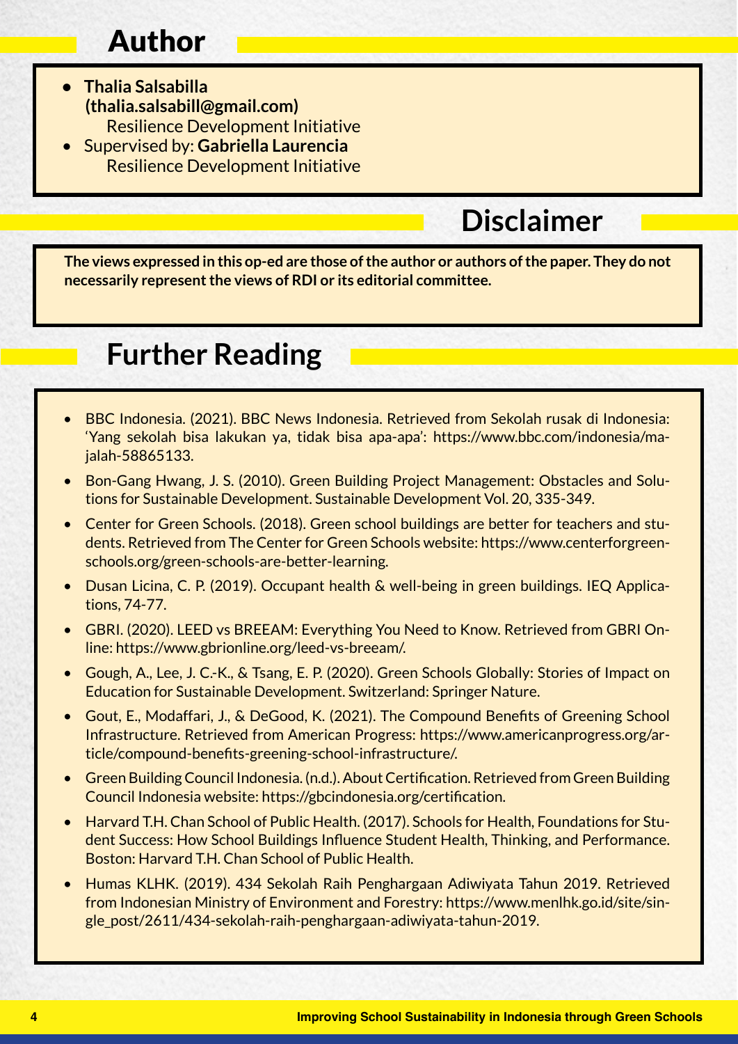## Author

- **Thalia Salsabilla (thalia.salsabill@gmail.com)**
  Resilience Development Initiative
- Supervised by: **Gabriella Laurencia**
  Resilience Development Initiative

## Disclaimer

**The views expressed in this op-ed are those of the author or authors of the paper. They do not necessarily represent the views of RDI or its editorial committee.**

## Further Reading

- BBC Indonesia. (2021). BBC News Indonesia. Retrieved from Sekolah rusak di Indonesia: 'Yang sekolah bisa lakukan ya, tidak bisa apa-apa': https://www.bbc.com/indonesia/majalah-58865133.
- Bon-Gang Hwang, J. S. (2010). Green Building Project Management: Obstacles and Solutions for Sustainable Development. Sustainable Development Vol. 20, 335-349.
- Center for Green Schools. (2018). Green school buildings are better for teachers and students. Retrieved from The Center for Green Schools website: https://www.centerforgreenschools.org/green-schools-are-better-learning.
- Dusan Licina, C. P. (2019). Occupant health & well-being in green buildings. IEQ Applications, 74-77.
- GBRI. (2020). LEED vs BREEAM: Everything You Need to Know. Retrieved from GBRI Online: https://www.gbrionline.org/leed-vs-breeam/.
- Gough, A., Lee, J. C.-K., & Tsang, E. P. (2020). Green Schools Globally: Stories of Impact on Education for Sustainable Development. Switzerland: Springer Nature.
- Gout, E., Modaffari, J., & DeGood, K. (2021). The Compound Benefits of Greening School Infrastructure. Retrieved from American Progress: https://www.americanprogress.org/article/compound-benefits-greening-school-infrastructure/.
- Green Building Council Indonesia. (n.d.). About Certification. Retrieved from Green Building Council Indonesia website: https://gbcindonesia.org/certification.
- Harvard T.H. Chan School of Public Health. (2017). Schools for Health, Foundations for Student Success: How School Buildings Influence Student Health, Thinking, and Performance. Boston: Harvard T.H. Chan School of Public Health.
- Humas KLHK. (2019). 434 Sekolah Raih Penghargaan Adiwiyata Tahun 2019. Retrieved from Indonesian Ministry of Environment and Forestry: https://www.menlhk.go.id/site/single_post/2611/434-sekolah-raih-penghargaan-adiwiyata-tahun-2019.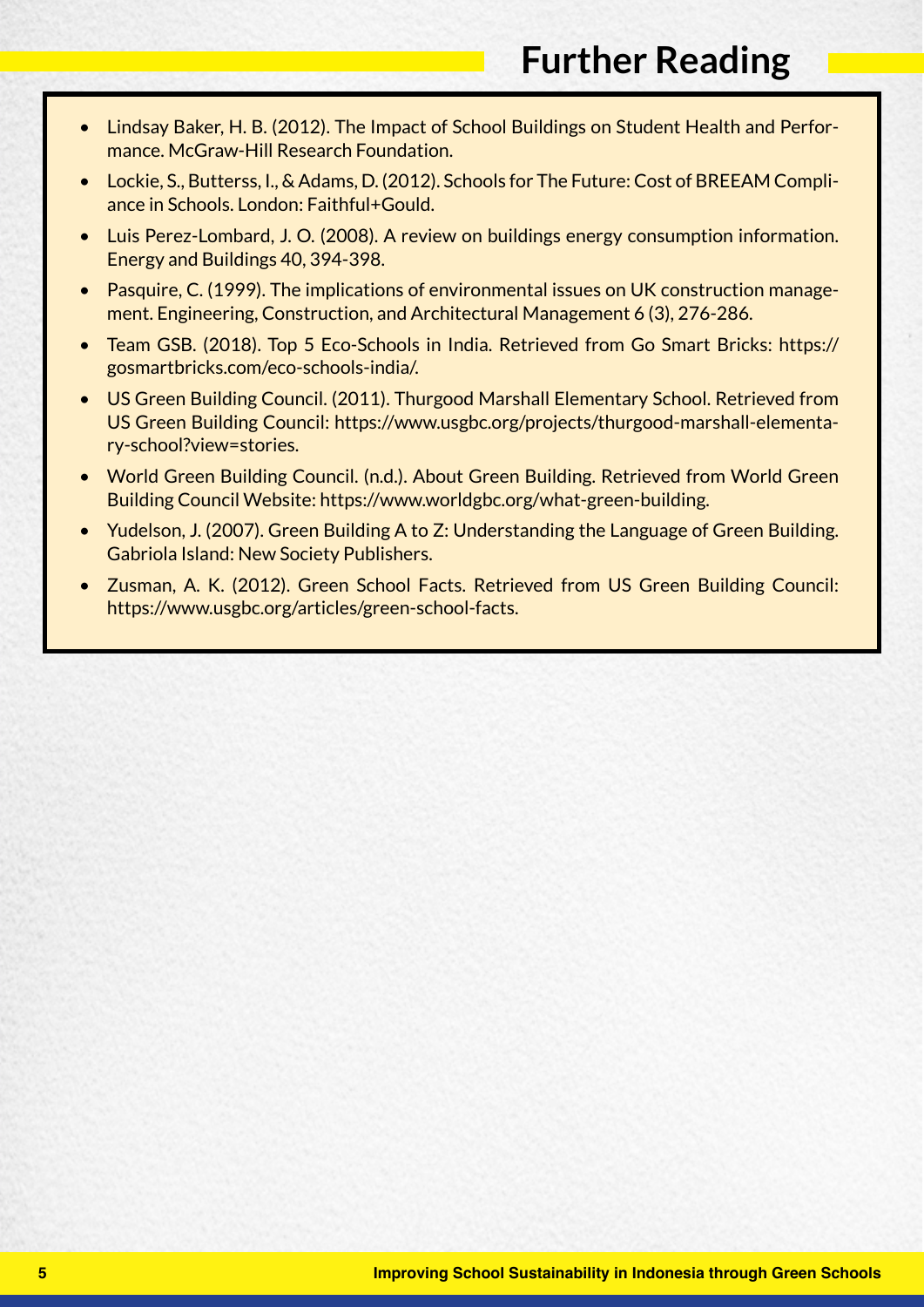# Further Reading

- Lindsay Baker, H. B. (2012). The Impact of School Buildings on Student Health and Performance. McGraw-Hill Research Foundation.
- Lockie, S., Butterss, I., & Adams, D. (2012). Schools for The Future: Cost of BREEAM Compliance in Schools. London: Faithful+Gould.
- Luis Perez-Lombard, J. O. (2008). A review on buildings energy consumption information. Energy and Buildings 40, 394-398.
- Pasquire, C. (1999). The implications of environmental issues on UK construction management. Engineering, Construction, and Architectural Management 6 (3), 276-286.
- Team GSB. (2018). Top 5 Eco-Schools in India. Retrieved from Go Smart Bricks: https://gosmartbricks.com/eco-schools-india/.
- US Green Building Council. (2011). Thurgood Marshall Elementary School. Retrieved from US Green Building Council: https://www.usgbc.org/projects/thurgood-marshall-elementary-school?view=stories.
- World Green Building Council. (n.d.). About Green Building. Retrieved from World Green Building Council Website: https://www.worldgbc.org/what-green-building.
- Yudelson, J. (2007). Green Building A to Z: Understanding the Language of Green Building. Gabriola Island: New Society Publishers.
- Zusman, A. K. (2012). Green School Facts. Retrieved from US Green Building Council: https://www.usgbc.org/articles/green-school-facts.